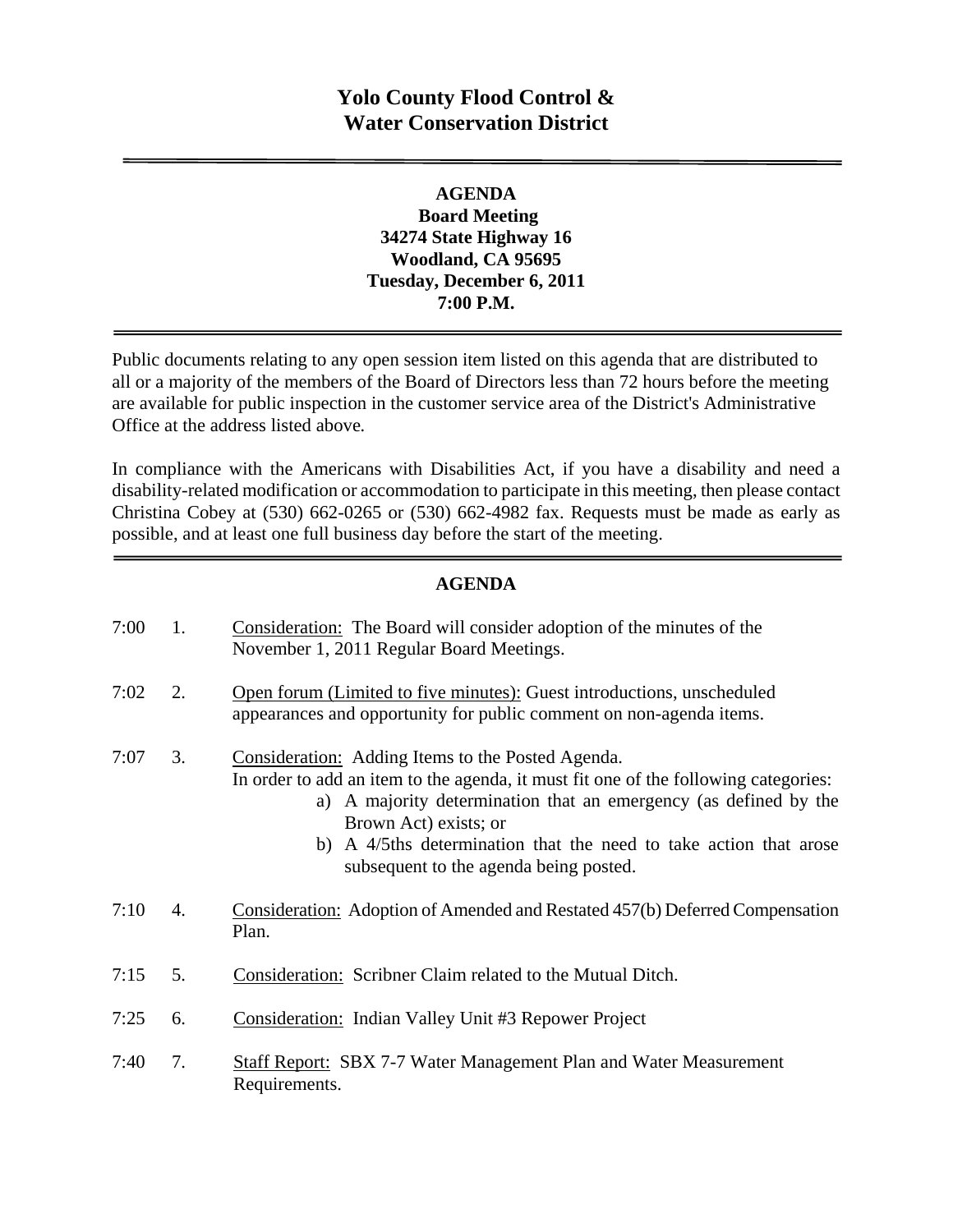# Yolo County Flood Control & Water Conservation District

**AGENDA**
**Board Meeting**
**34274 State Highway 16**
**Woodland, CA 95695**
**Tuesday, December 6, 2011**
**7:00 P.M.**

Public documents relating to any open session item listed on this agenda that are distributed to all or a majority of the members of the Board of Directors less than 72 hours before the meeting are available for public inspection in the customer service area of the District's Administrative Office at the address listed above.

In compliance with the Americans with Disabilities Act, if you have a disability and need a disability-related modification or accommodation to participate in this meeting, then please contact Christina Cobey at (530) 662-0265 or (530) 662-4982 fax. Requests must be made as early as possible, and at least one full business day before the start of the meeting.

## AGENDA

7:00 1. Consideration: The Board will consider adoption of the minutes of the November 1, 2011 Regular Board Meetings.

7:02 2. Open forum (Limited to five minutes): Guest introductions, unscheduled appearances and opportunity for public comment on non-agenda items.

7:07 3. Consideration: Adding Items to the Posted Agenda.
In order to add an item to the agenda, it must fit one of the following categories:
   a) A majority determination that an emergency (as defined by the Brown Act) exists; or
   b) A 4/5ths determination that the need to take action that arose subsequent to the agenda being posted.

7:10 4. Consideration: Adoption of Amended and Restated 457(b) Deferred Compensation Plan.

7:15 5. Consideration: Scribner Claim related to the Mutual Ditch.

7:25 6. Consideration: Indian Valley Unit #3 Repower Project

7:40 7. Staff Report: SBX 7-7 Water Management Plan and Water Measurement Requirements.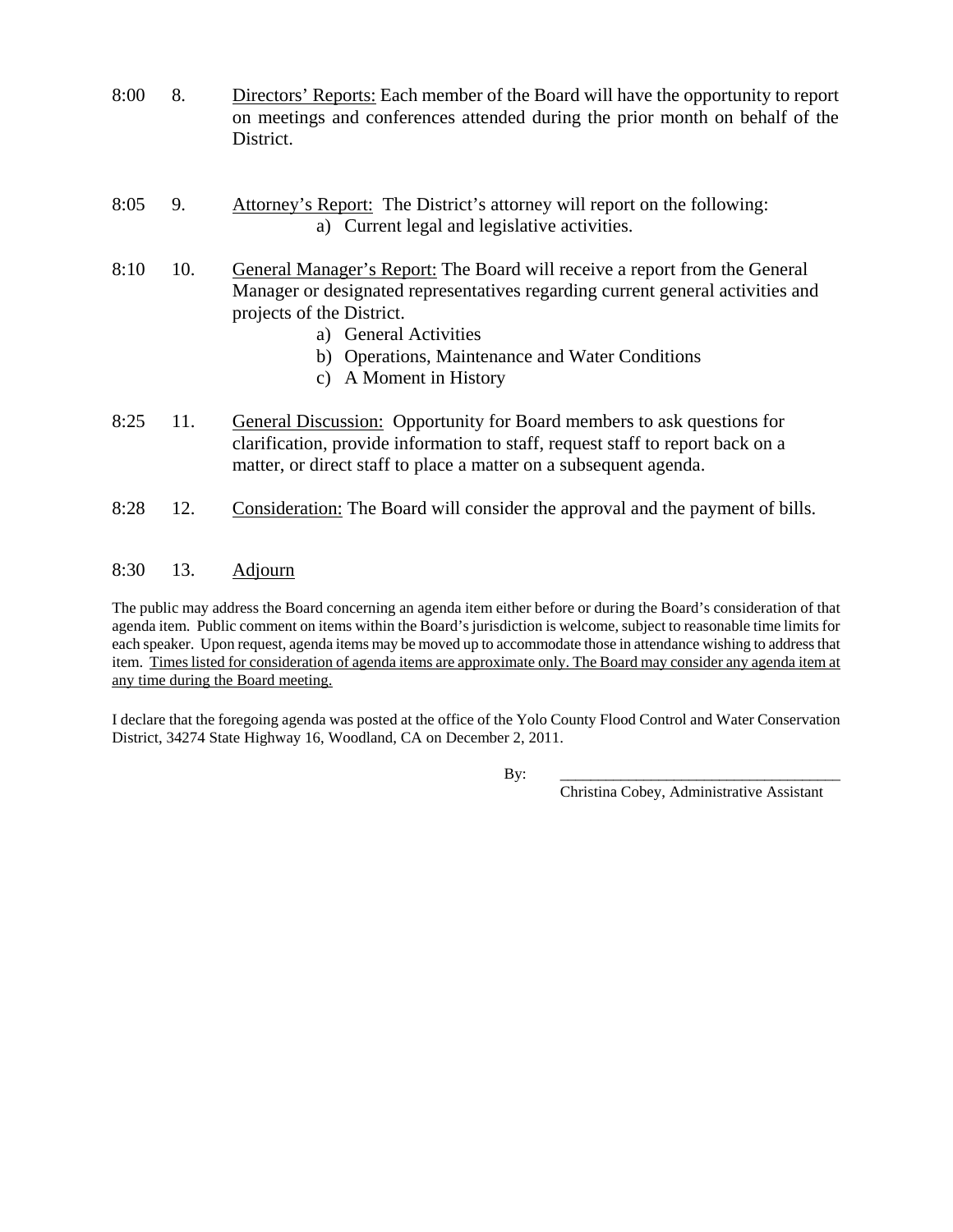8:00 8. <u>Directors' Reports:</u> Each member of the Board will have the opportunity to report on meetings and conferences attended during the prior month on behalf of the District.

8:05 9. <u>Attorney's Report:</u> The District's attorney will report on the following:

a) Current legal and legislative activities.

8:10 10. <u>General Manager's Report:</u> The Board will receive a report from the General Manager or designated representatives regarding current general activities and projects of the District.

a) General Activities
b) Operations, Maintenance and Water Conditions
c) A Moment in History

8:25 11. <u>General Discussion:</u> Opportunity for Board members to ask questions for clarification, provide information to staff, request staff to report back on a matter, or direct staff to place a matter on a subsequent agenda.

8:28 12. <u>Consideration:</u> The Board will consider the approval and the payment of bills.

8:30 13. <u>Adjourn</u>

The public may address the Board concerning an agenda item either before or during the Board's consideration of that agenda item. Public comment on items within the Board's jurisdiction is welcome, subject to reasonable time limits for each speaker. Upon request, agenda items may be moved up to accommodate those in attendance wishing to address that item. <u>Times listed for consideration of agenda items are approximate only. The Board may consider any agenda item at any time during the Board meeting.</u>

I declare that the foregoing agenda was posted at the office of the Yolo County Flood Control and Water Conservation District, 34274 State Highway 16, Woodland, CA on December 2, 2011.

By: ___________________________________
Christina Cobey, Administrative Assistant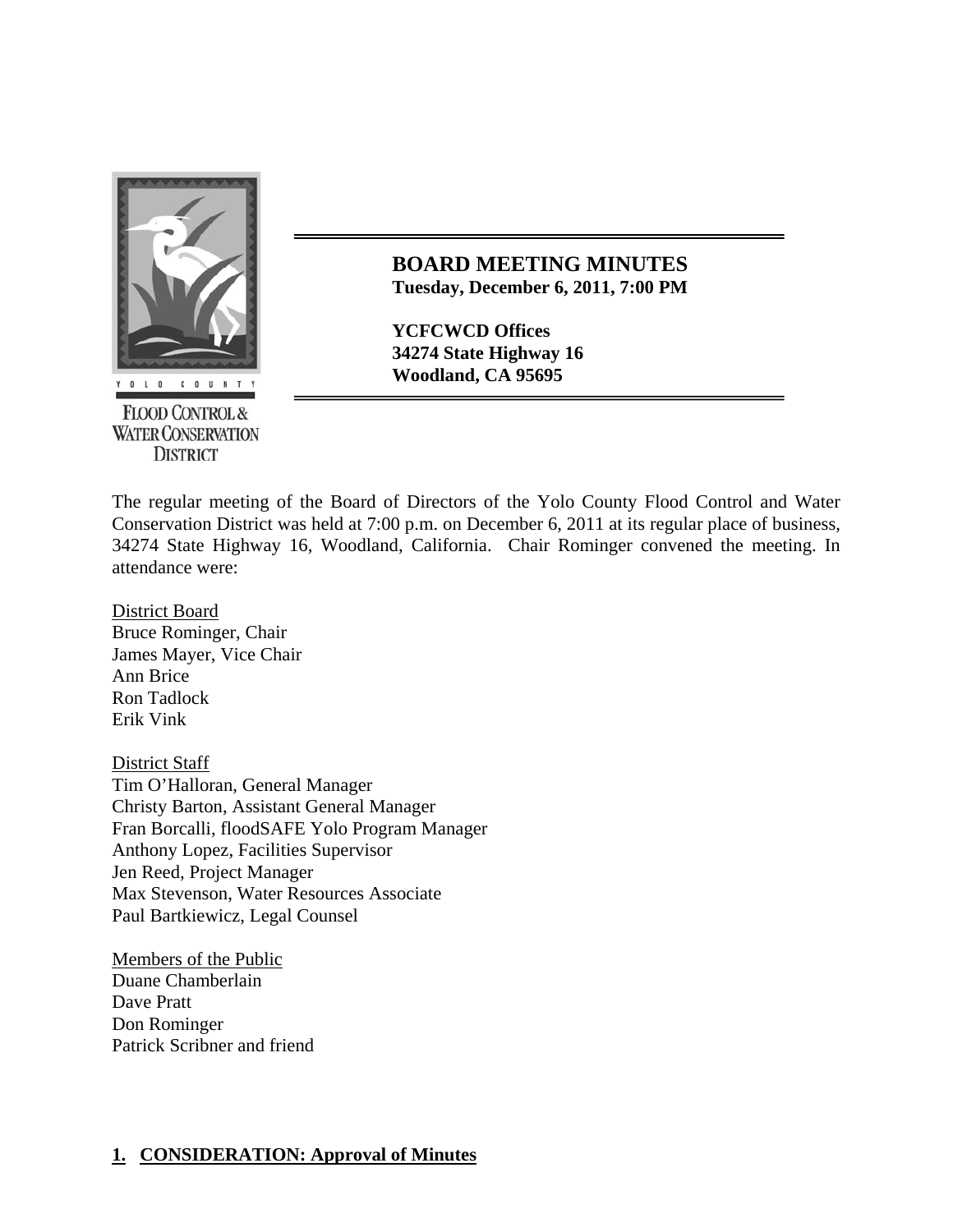**YOLO COUNTY FLOOD CONTROL & WATER CONSERVATION DISTRICT**

# BOARD MEETING MINUTES

**Tuesday, December 6, 2011, 7:00 PM**

**YCFCWCD Offices**
**34274 State Highway 16**
**Woodland, CA 95695**

The regular meeting of the Board of Directors of the Yolo County Flood Control and Water Conservation District was held at 7:00 p.m. on December 6, 2011 at its regular place of business, 34274 State Highway 16, Woodland, California. Chair Rominger convened the meeting. In attendance were:

District Board
Bruce Rominger, Chair
James Mayer, Vice Chair
Ann Brice
Ron Tadlock
Erik Vink

District Staff
Tim O'Halloran, General Manager
Christy Barton, Assistant General Manager
Fran Borcalli, floodSAFE Yolo Program Manager
Anthony Lopez, Facilities Supervisor
Jen Reed, Project Manager
Max Stevenson, Water Resources Associate
Paul Bartkiewicz, Legal Counsel

Members of the Public
Duane Chamberlain
Dave Pratt
Don Rominger
Patrick Scribner and friend

## 1. CONSIDERATION: Approval of Minutes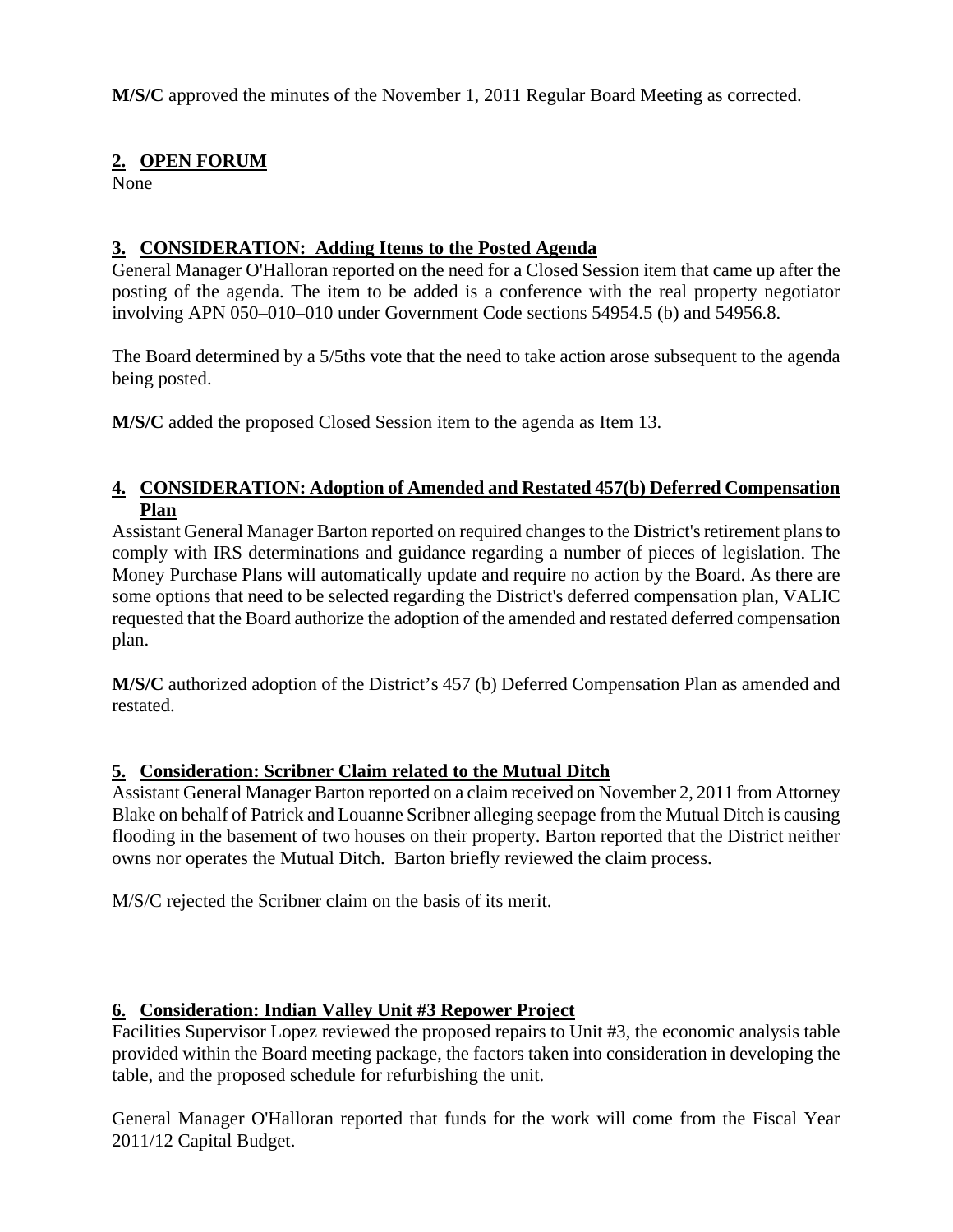**M/S/C** approved the minutes of the November 1, 2011 Regular Board Meeting as corrected.

## 2. OPEN FORUM

None

## 3. CONSIDERATION: Adding Items to the Posted Agenda

General Manager O'Halloran reported on the need for a Closed Session item that came up after the posting of the agenda. The item to be added is a conference with the real property negotiator involving APN 050–010–010 under Government Code sections 54954.5 (b) and 54956.8.

The Board determined by a 5/5ths vote that the need to take action arose subsequent to the agenda being posted.

**M/S/C** added the proposed Closed Session item to the agenda as Item 13.

## 4. CONSIDERATION: Adoption of Amended and Restated 457(b) Deferred Compensation Plan

Assistant General Manager Barton reported on required changes to the District's retirement plans to comply with IRS determinations and guidance regarding a number of pieces of legislation. The Money Purchase Plans will automatically update and require no action by the Board. As there are some options that need to be selected regarding the District's deferred compensation plan, VALIC requested that the Board authorize the adoption of the amended and restated deferred compensation plan.

**M/S/C** authorized adoption of the District's 457 (b) Deferred Compensation Plan as amended and restated.

## 5. Consideration: Scribner Claim related to the Mutual Ditch

Assistant General Manager Barton reported on a claim received on November 2, 2011 from Attorney Blake on behalf of Patrick and Louanne Scribner alleging seepage from the Mutual Ditch is causing flooding in the basement of two houses on their property. Barton reported that the District neither owns nor operates the Mutual Ditch. Barton briefly reviewed the claim process.

M/S/C rejected the Scribner claim on the basis of its merit.

## 6. Consideration: Indian Valley Unit #3 Repower Project

Facilities Supervisor Lopez reviewed the proposed repairs to Unit #3, the economic analysis table provided within the Board meeting package, the factors taken into consideration in developing the table, and the proposed schedule for refurbishing the unit.

General Manager O'Halloran reported that funds for the work will come from the Fiscal Year 2011/12 Capital Budget.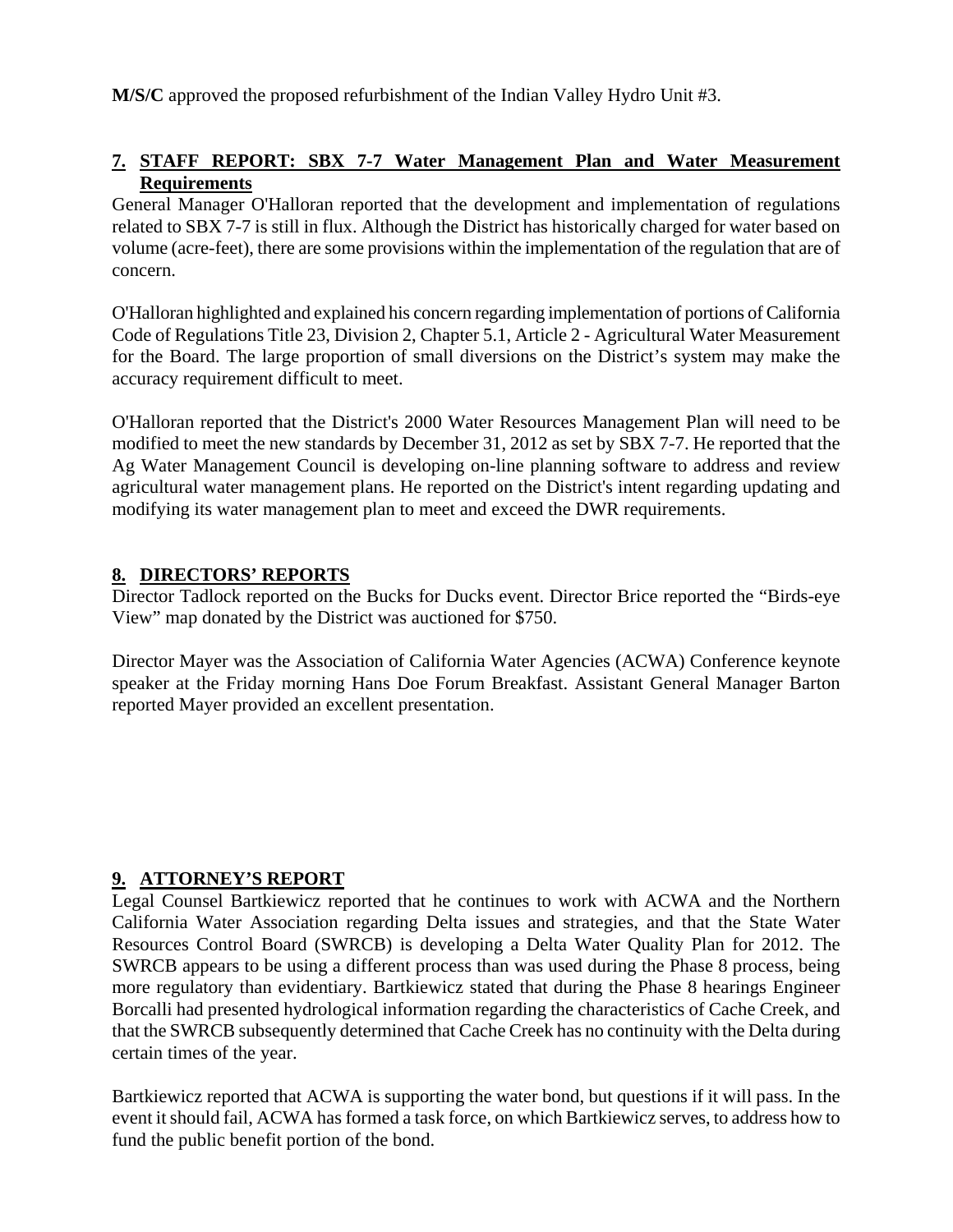**M/S/C** approved the proposed refurbishment of the Indian Valley Hydro Unit #3.

## 7. STAFF REPORT: SBX 7-7 Water Management Plan and Water Measurement Requirements

General Manager O'Halloran reported that the development and implementation of regulations related to SBX 7-7 is still in flux. Although the District has historically charged for water based on volume (acre-feet), there are some provisions within the implementation of the regulation that are of concern.

O'Halloran highlighted and explained his concern regarding implementation of portions of California Code of Regulations Title 23, Division 2, Chapter 5.1, Article 2 - Agricultural Water Measurement for the Board. The large proportion of small diversions on the District's system may make the accuracy requirement difficult to meet.

O'Halloran reported that the District's 2000 Water Resources Management Plan will need to be modified to meet the new standards by December 31, 2012 as set by SBX 7-7. He reported that the Ag Water Management Council is developing on-line planning software to address and review agricultural water management plans. He reported on the District's intent regarding updating and modifying its water management plan to meet and exceed the DWR requirements.

## 8. DIRECTORS' REPORTS

Director Tadlock reported on the Bucks for Ducks event. Director Brice reported the "Birds-eye View" map donated by the District was auctioned for $750.

Director Mayer was the Association of California Water Agencies (ACWA) Conference keynote speaker at the Friday morning Hans Doe Forum Breakfast. Assistant General Manager Barton reported Mayer provided an excellent presentation.

## 9. ATTORNEY'S REPORT

Legal Counsel Bartkiewicz reported that he continues to work with ACWA and the Northern California Water Association regarding Delta issues and strategies, and that the State Water Resources Control Board (SWRCB) is developing a Delta Water Quality Plan for 2012. The SWRCB appears to be using a different process than was used during the Phase 8 process, being more regulatory than evidentiary. Bartkiewicz stated that during the Phase 8 hearings Engineer Borcalli had presented hydrological information regarding the characteristics of Cache Creek, and that the SWRCB subsequently determined that Cache Creek has no continuity with the Delta during certain times of the year.

Bartkiewicz reported that ACWA is supporting the water bond, but questions if it will pass. In the event it should fail, ACWA has formed a task force, on which Bartkiewicz serves, to address how to fund the public benefit portion of the bond.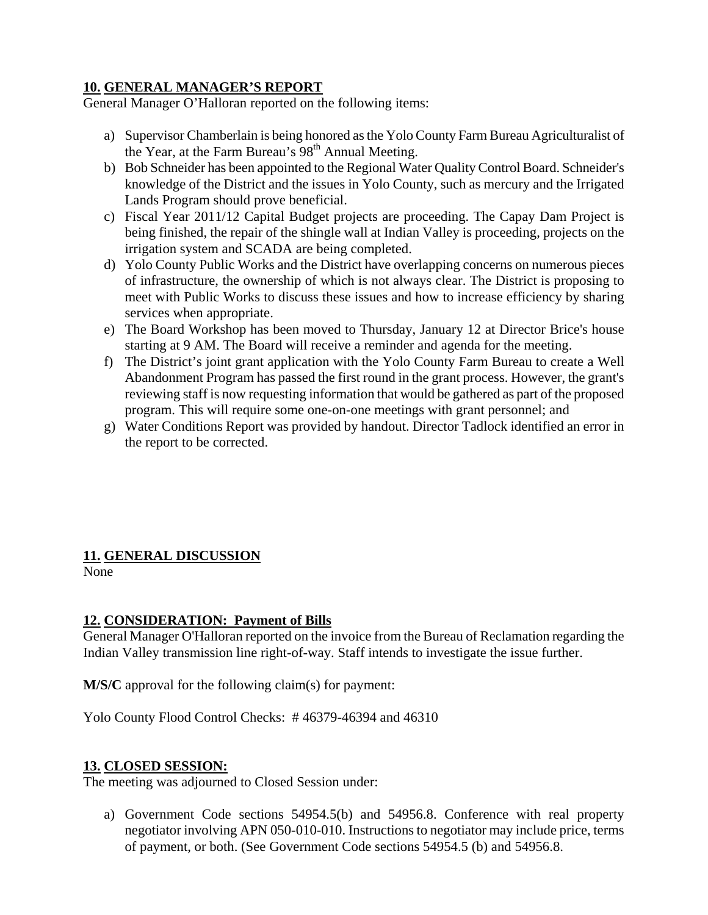**10. GENERAL MANAGER'S REPORT**

General Manager O'Halloran reported on the following items:

a) Supervisor Chamberlain is being honored as the Yolo County Farm Bureau Agriculturalist of the Year, at the Farm Bureau's 98th Annual Meeting.
b) Bob Schneider has been appointed to the Regional Water Quality Control Board. Schneider's knowledge of the District and the issues in Yolo County, such as mercury and the Irrigated Lands Program should prove beneficial.
c) Fiscal Year 2011/12 Capital Budget projects are proceeding. The Capay Dam Project is being finished, the repair of the shingle wall at Indian Valley is proceeding, projects on the irrigation system and SCADA are being completed.
d) Yolo County Public Works and the District have overlapping concerns on numerous pieces of infrastructure, the ownership of which is not always clear. The District is proposing to meet with Public Works to discuss these issues and how to increase efficiency by sharing services when appropriate.
e) The Board Workshop has been moved to Thursday, January 12 at Director Brice's house starting at 9 AM. The Board will receive a reminder and agenda for the meeting.
f) The District's joint grant application with the Yolo County Farm Bureau to create a Well Abandonment Program has passed the first round in the grant process. However, the grant's reviewing staff is now requesting information that would be gathered as part of the proposed program. This will require some one-on-one meetings with grant personnel; and
g) Water Conditions Report was provided by handout. Director Tadlock identified an error in the report to be corrected.

**11. GENERAL DISCUSSION**

None

**12. CONSIDERATION: Payment of Bills**

General Manager O'Halloran reported on the invoice from the Bureau of Reclamation regarding the Indian Valley transmission line right-of-way. Staff intends to investigate the issue further.

**M/S/C** approval for the following claim(s) for payment:

Yolo County Flood Control Checks: # 46379-46394 and 46310

**13. CLOSED SESSION:**

The meeting was adjourned to Closed Session under:

a) Government Code sections 54954.5(b) and 54956.8. Conference with real property negotiator involving APN 050-010-010. Instructions to negotiator may include price, terms of payment, or both. (See Government Code sections 54954.5 (b) and 54956.8.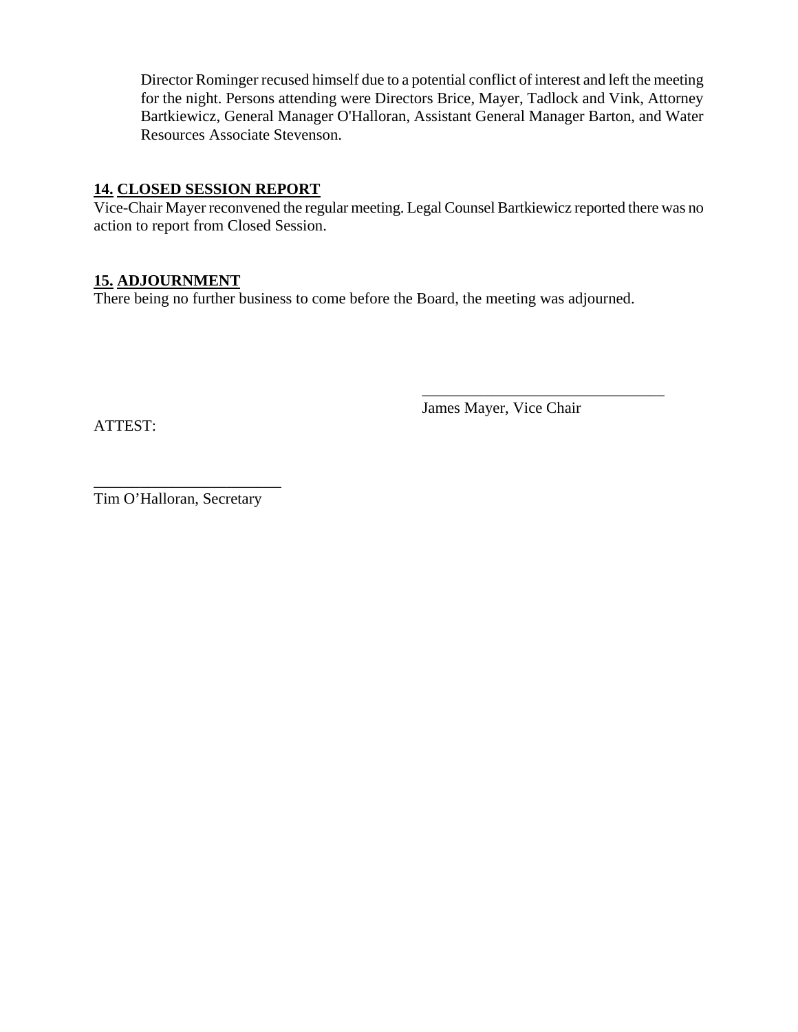Director Rominger recused himself due to a potential conflict of interest and left the meeting for the night. Persons attending were Directors Brice, Mayer, Tadlock and Vink, Attorney Bartkiewicz, General Manager O'Halloran, Assistant General Manager Barton, and Water Resources Associate Stevenson.

## **14. CLOSED SESSION REPORT**

Vice-Chair Mayer reconvened the regular meeting. Legal Counsel Bartkiewicz reported there was no action to report from Closed Session.

## **15. ADJOURNMENT**

There being no further business to come before the Board, the meeting was adjourned.

\_\_\_\_\_\_\_\_\_\_\_\_\_\_\_\_\_\_\_\_\_\_\_\_\_\_\_\_\_\_\_\_
James Mayer, Vice Chair

ATTEST:

\_\_\_\_\_\_\_\_\_\_\_\_\_\_\_\_\_\_\_\_\_\_\_\_\_
Tim O'Halloran, Secretary